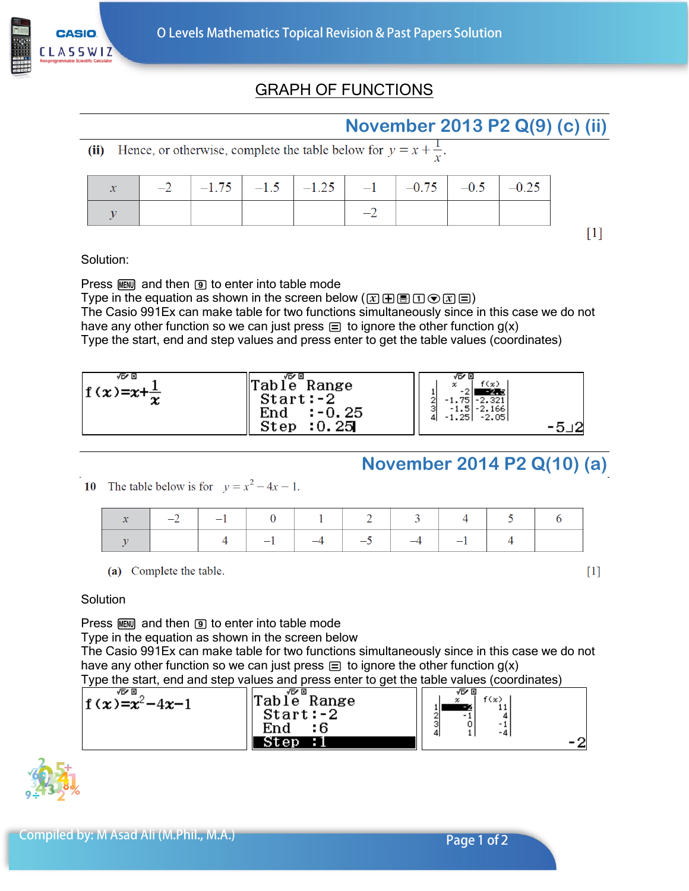# GRAPH OF FUNCTIONS

## November 2013 P2 Q(9) (c) (ii)

**(ii)** Hence, or otherwise, complete the table below for $y = x + \frac{1}{x}$.

| $x$ | –2 | –1.75 | –1.5 | –1.25 | –1 | –0.75 | –0.5 | –0.25 |
|---|---|---|---|---|---|---|---|---|
| $y$ | | | | | –2 | | | |

[1]

Solution:

Press MENU and then 9 to enter into table mode
Type in the equation as shown in the screen below ( $x$ + ▭ 1 ▼ $x$ = )
The Casio 991Ex can make table for two functions simultaneously since in this case we do not have any other function so we can just press = to ignore the other function g(x)
Type the start, end and step values and press enter to get the table values (coordinates)

```
f(x)=x+1/x
```

```
Table Range
 Start:-2
 End  :-0.25
 Step :0.25
```

```
    x       f(x)
1   -2      -2.5
2   -1.75   -2.321
3   -1.5    -2.166
4   -1.25   -2.05
                -5⌟2
```

## November 2014 P2 Q(10) (a)

**10** The table below is for $y = x^2 - 4x - 1$.

| $x$ | –2 | –1 | 0 | 1 | 2 | 3 | 4 | 5 | 6 |
|---|---|---|---|---|---|---|---|---|---|
| $y$ | | 4 | –1 | –4 | –5 | –4 | –1 | 4 | |

**(a)** Complete the table. [1]

Solution

Press MENU and then 9 to enter into table mode
Type in the equation as shown in the screen below
The Casio 991Ex can make table for two functions simultaneously since in this case we do not have any other function so we can just press = to ignore the other function g(x)
Type the start, end and step values and press enter to get the table values (coordinates)

```
f(x)=x²-4x-1
```

```
Table Range
 Start:-2
 End  :6
 Step :1
```

```
    x    f(x)
1   -2   11
2   -1   4
3   0    -1
4   1    -4
            -2
```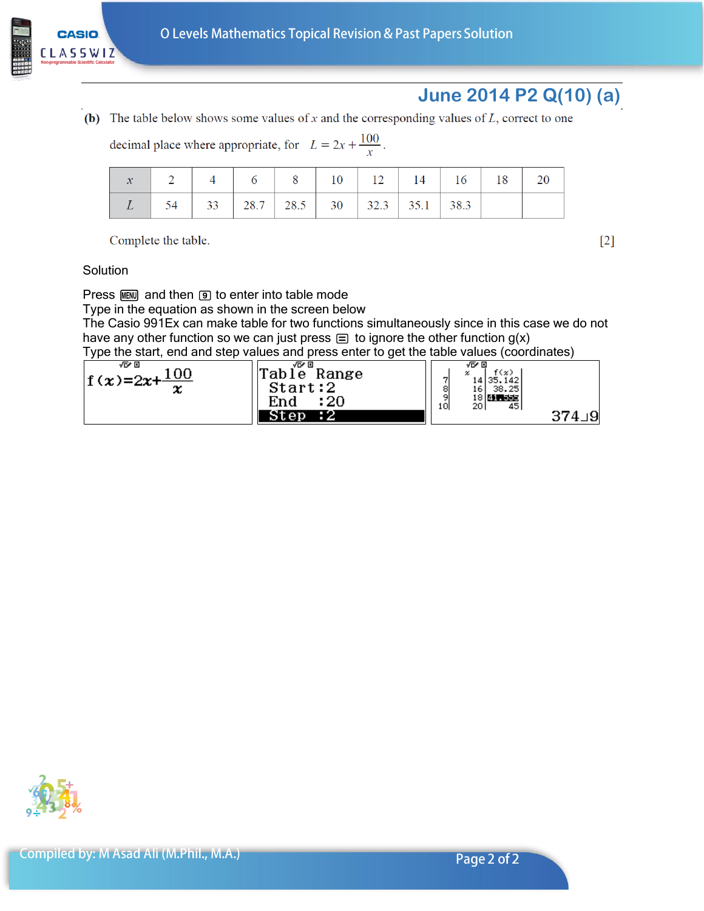## June 2014 P2 Q(10) (a)

**(b)** The table below shows some values of $x$ and the corresponding values of $L$, correct to one decimal place where appropriate, for $L = 2x + \frac{100}{x}$.

| $x$ | 2 | 4 | 6 | 8 | 10 | 12 | 14 | 16 | 18 | 20 |
|---|---|---|---|---|---|---|---|---|---|---|
| $L$ | 54 | 33 | 28.7 | 28.5 | 30 | 32.3 | 35.1 | 38.3 | | |

Complete the table. [2]

Solution

Press MENU and then 9 to enter into table mode
Type in the equation as shown in the screen below
The Casio 991Ex can make table for two functions simultaneously since in this case we do not have any other function so we can just press = to ignore the other function g(x)
Type the start, end and step values and press enter to get the table values (coordinates)

$f(x) = 2x + \frac{100}{x}$

Table Range
Start :2
End :20
Step :2

| | $x$ | f(x) |
|---|---|---|
| 7 | 14 | 35.142 |
| 8 | 16 | 38.25 |
| 9 | 18 | 41.555 |
| 10 | 20 | 45 |

374⌟9